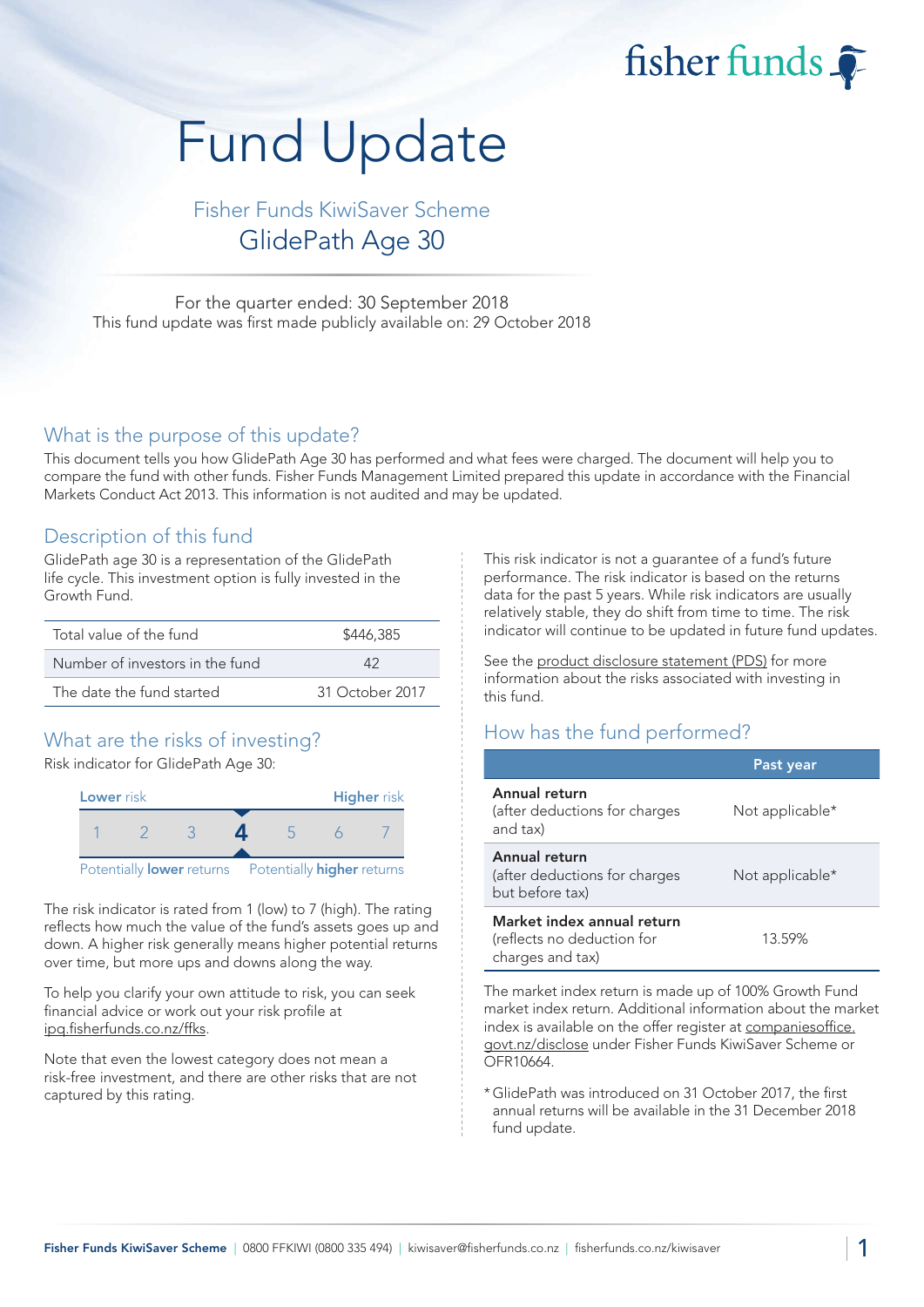fisher funds

# Fund Update

## Fisher Funds KiwiSaver Scheme
## GlidePath Age 30

For the quarter ended: 30 September 2018
This fund update was first made publicly available on: 29 October 2018

## What is the purpose of this update?

This document tells you how GlidePath Age 30 has performed and what fees were charged. The document will help you to compare the fund with other funds. Fisher Funds Management Limited prepared this update in accordance with the Financial Markets Conduct Act 2013. This information is not audited and may be updated.

## Description of this fund

GlidePath age 30 is a representation of the GlidePath life cycle. This investment option is fully invested in the Growth Fund.

| | |
|---|---|
| Total value of the fund | $446,385 |
| Number of investors in the fund | 42 |
| The date the fund started | 31 October 2017 |

## What are the risks of investing?

Risk indicator for GlidePath Age 30:

Lower risk — Higher risk

| 1 | 2 | 3 | **4** | 5 | 6 | 7 |
|---|---|---|---|---|---|---|

Potentially lower returns — Potentially higher returns

The risk indicator is rated from 1 (low) to 7 (high). The rating reflects how much the value of the fund's assets goes up and down. A higher risk generally means higher potential returns over time, but more ups and downs along the way.

To help you clarify your own attitude to risk, you can seek financial advice or work out your risk profile at ipq.fisherfunds.co.nz/ffks.

Note that even the lowest category does not mean a risk-free investment, and there are other risks that are not captured by this rating.

This risk indicator is not a guarantee of a fund's future performance. The risk indicator is based on the returns data for the past 5 years. While risk indicators are usually relatively stable, they do shift from time to time. The risk indicator will continue to be updated in future fund updates.

See the product disclosure statement (PDS) for more information about the risks associated with investing in this fund.

## How has the fund performed?

| | Past year |
|---|---|
| **Annual return** (after deductions for charges and tax) | Not applicable* |
| **Annual return** (after deductions for charges but before tax) | Not applicable* |
| **Market index annual return** (reflects no deduction for charges and tax) | 13.59% |

The market index return is made up of 100% Growth Fund market index return. Additional information about the market index is available on the offer register at companiesoffice.govt.nz/disclose under Fisher Funds KiwiSaver Scheme or OFR10664.

\* GlidePath was introduced on 31 October 2017, the first annual returns will be available in the 31 December 2018 fund update.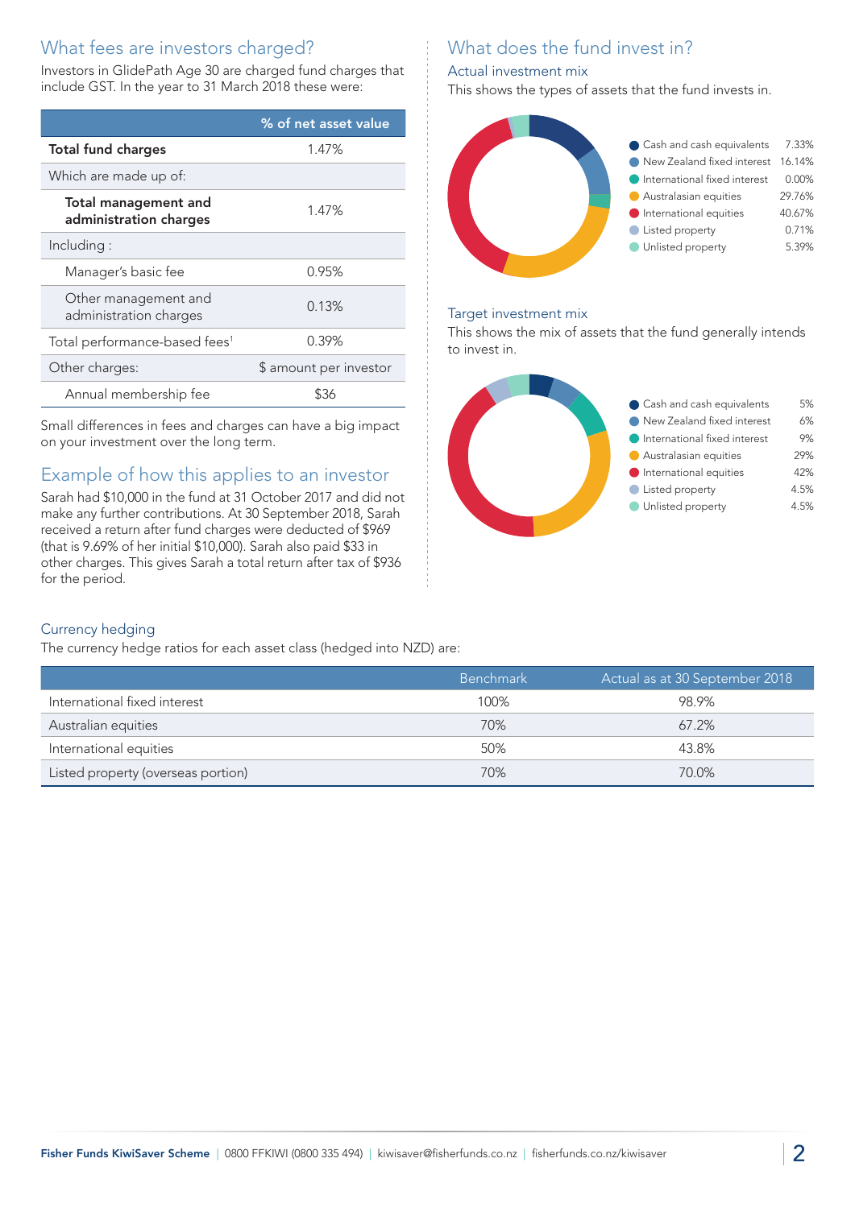## What fees are investors charged?

Investors in GlidePath Age 30 are charged fund charges that include GST. In the year to 31 March 2018 these were:

| | % of net asset value |
|---|---|
| **Total fund charges** | 1.47% |
| Which are made up of: | |
| **Total management and administration charges** | 1.47% |
| Including : | |
| Manager's basic fee | 0.95% |
| Other management and administration charges | 0.13% |
| Total performance-based fees[1] | 0.39% |
| Other charges: | $ amount per investor |
| Annual membership fee | $36 |

Small differences in fees and charges can have a big impact on your investment over the long term.

## Example of how this applies to an investor

Sarah had $10,000 in the fund at 31 October 2017 and did not make any further contributions. At 30 September 2018, Sarah received a return after fund charges were deducted of $969 (that is 9.69% of her initial $10,000). Sarah also paid $33 in other charges. This gives Sarah a total return after tax of $936 for the period.

## What does the fund invest in?

### Actual investment mix

This shows the types of assets that the fund invests in.

| Asset | % |
|---|---|
| Cash and cash equivalents | 7.33% |
| New Zealand fixed interest | 16.14% |
| International fixed interest | 0.00% |
| Australasian equities | 29.76% |
| International equities | 40.67% |
| Listed property | 0.71% |
| Unlisted property | 5.39% |

### Target investment mix

This shows the mix of assets that the fund generally intends to invest in.

| Asset | % |
|---|---|
| Cash and cash equivalents | 5% |
| New Zealand fixed interest | 6% |
| International fixed interest | 9% |
| Australasian equities | 29% |
| International equities | 42% |
| Listed property | 4.5% |
| Unlisted property | 4.5% |

### Currency hedging

The currency hedge ratios for each asset class (hedged into NZD) are:

| | Benchmark | Actual as at 30 September 2018 |
|---|---|---|
| International fixed interest | 100% | 98.9% |
| Australian equities | 70% | 67.2% |
| International equities | 50% | 43.8% |
| Listed property (overseas portion) | 70% | 70.0% |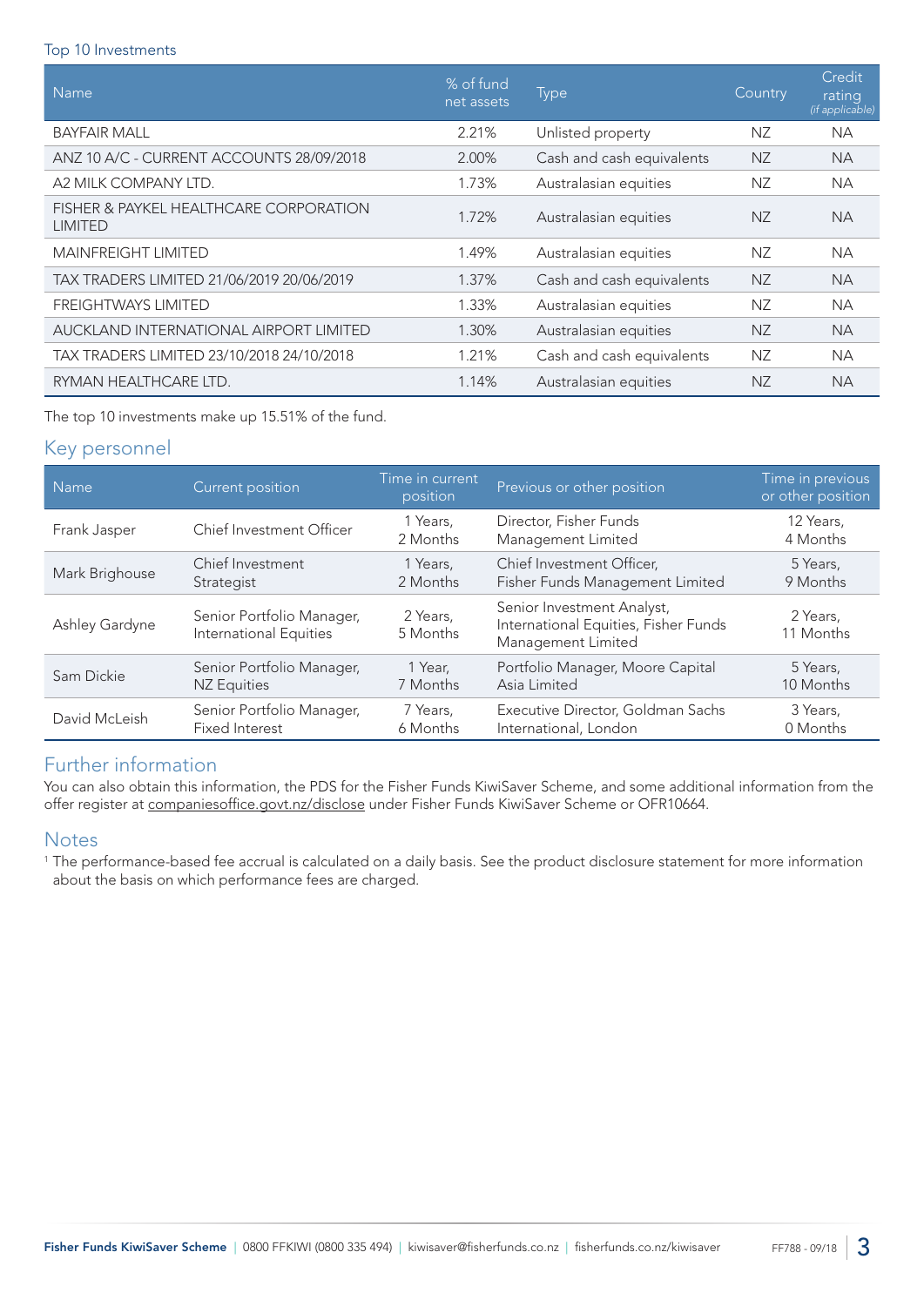Top 10 Investments

| Name | % of fund net assets | Type | Country | Credit rating *(if applicable)* |
|---|---|---|---|---|
| BAYFAIR MALL | 2.21% | Unlisted property | NZ | NA |
| ANZ 10 A/C - CURRENT ACCOUNTS 28/09/2018 | 2.00% | Cash and cash equivalents | NZ | NA |
| A2 MILK COMPANY LTD. | 1.73% | Australasian equities | NZ | NA |
| FISHER & PAYKEL HEALTHCARE CORPORATION LIMITED | 1.72% | Australasian equities | NZ | NA |
| MAINFREIGHT LIMITED | 1.49% | Australasian equities | NZ | NA |
| TAX TRADERS LIMITED 21/06/2019 20/06/2019 | 1.37% | Cash and cash equivalents | NZ | NA |
| FREIGHTWAYS LIMITED | 1.33% | Australasian equities | NZ | NA |
| AUCKLAND INTERNATIONAL AIRPORT LIMITED | 1.30% | Australasian equities | NZ | NA |
| TAX TRADERS LIMITED 23/10/2018 24/10/2018 | 1.21% | Cash and cash equivalents | NZ | NA |
| RYMAN HEALTHCARE LTD. | 1.14% | Australasian equities | NZ | NA |

The top 10 investments make up 15.51% of the fund.

## Key personnel

| Name | Current position | Time in current position | Previous or other position | Time in previous or other position |
|---|---|---|---|---|
| Frank Jasper | Chief Investment Officer | 1 Years, 2 Months | Director, Fisher Funds Management Limited | 12 Years, 4 Months |
| Mark Brighouse | Chief Investment Strategist | 1 Years, 2 Months | Chief Investment Officer, Fisher Funds Management Limited | 5 Years, 9 Months |
| Ashley Gardyne | Senior Portfolio Manager, International Equities | 2 Years, 5 Months | Senior Investment Analyst, International Equities, Fisher Funds Management Limited | 2 Years, 11 Months |
| Sam Dickie | Senior Portfolio Manager, NZ Equities | 1 Year, 7 Months | Portfolio Manager, Moore Capital Asia Limited | 5 Years, 10 Months |
| David McLeish | Senior Portfolio Manager, Fixed Interest | 7 Years, 6 Months | Executive Director, Goldman Sachs International, London | 3 Years, 0 Months |

## Further information

You can also obtain this information, the PDS for the Fisher Funds KiwiSaver Scheme, and some additional information from the offer register at companiesoffice.govt.nz/disclose under Fisher Funds KiwiSaver Scheme or OFR10664.

## Notes

[1] The performance-based fee accrual is calculated on a daily basis. See the product disclosure statement for more information about the basis on which performance fees are charged.